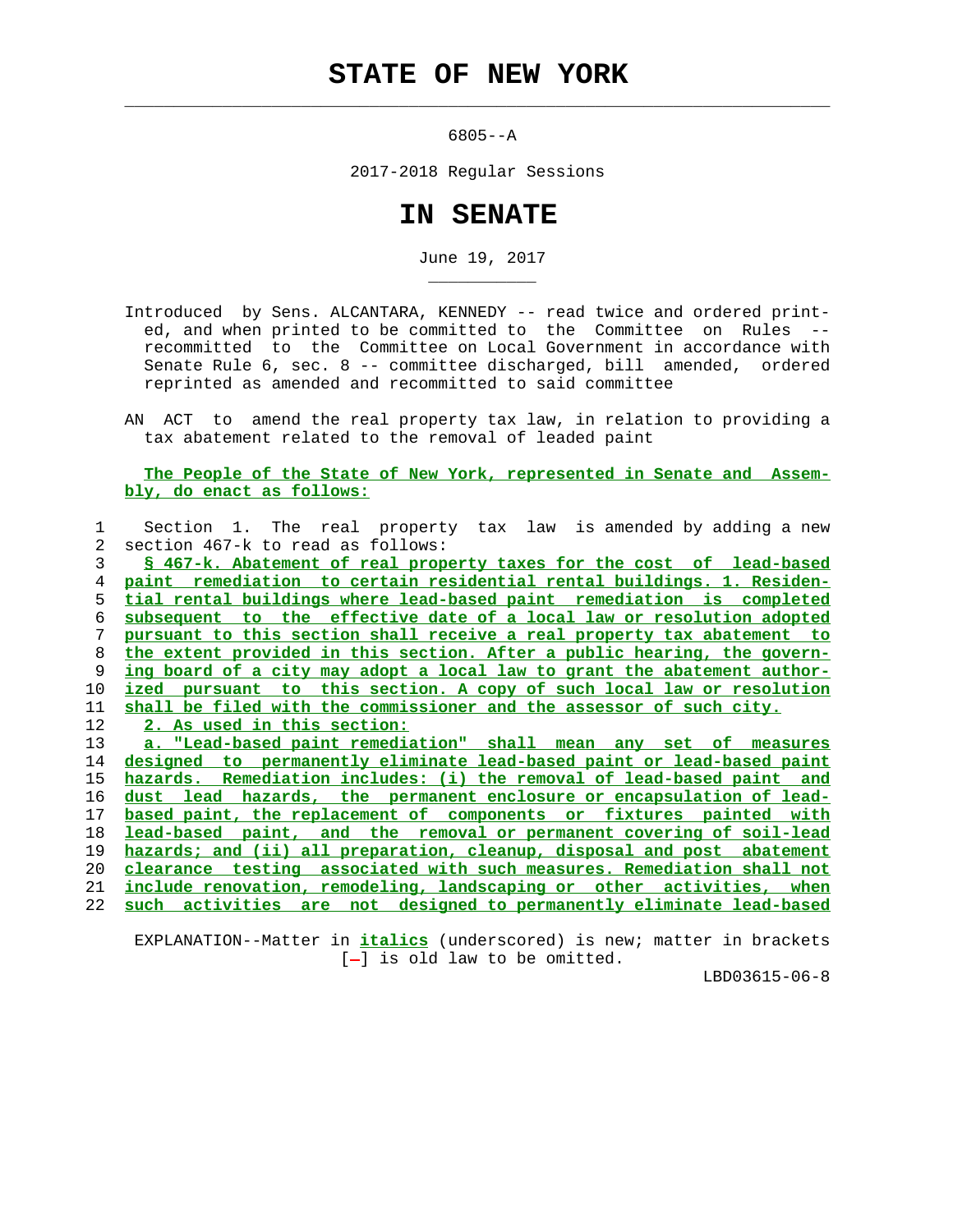# STATE OF NEW YORK

6805--A

2017-2018 Regular Sessions

# IN SENATE

June 19, 2017

Introduced by Sens. ALCANTARA, KENNEDY -- read twice and ordered printed, and when printed to be committed to the Committee on Rules -- recommitted to the Committee on Local Government in accordance with Senate Rule 6, sec. 8 -- committee discharged, bill amended, ordered reprinted as amended and recommitted to said committee

AN ACT to amend the real property tax law, in relation to providing a tax abatement related to the removal of leaded paint

The People of the State of New York, represented in Senate and Assembly, do enact as follows:

Section 1. The real property tax law is amended by adding a new section 467-k to read as follows:

§ 467-k. Abatement of real property taxes for the cost of lead-based paint remediation to certain residential rental buildings. 1. Residential rental buildings where lead-based paint remediation is completed subsequent to the effective date of a local law or resolution adopted pursuant to this section shall receive a real property tax abatement to the extent provided in this section. After a public hearing, the governing board of a city may adopt a local law to grant the abatement authorized pursuant to this section. A copy of such local law or resolution shall be filed with the commissioner and the assessor of such city.

2. As used in this section:

a. "Lead-based paint remediation" shall mean any set of measures designed to permanently eliminate lead-based paint or lead-based paint hazards. Remediation includes: (i) the removal of lead-based paint and dust lead hazards, the permanent enclosure or encapsulation of lead-based paint, the replacement of components or fixtures painted with lead-based paint, and the removal or permanent covering of soil-lead hazards; and (ii) all preparation, cleanup, disposal and post abatement clearance testing associated with such measures. Remediation shall not include renovation, remodeling, landscaping or other activities, when such activities are not designed to permanently eliminate lead-based

EXPLANATION--Matter in *italics* (underscored) is new; matter in brackets [-] is old law to be omitted.

LBD03615-06-8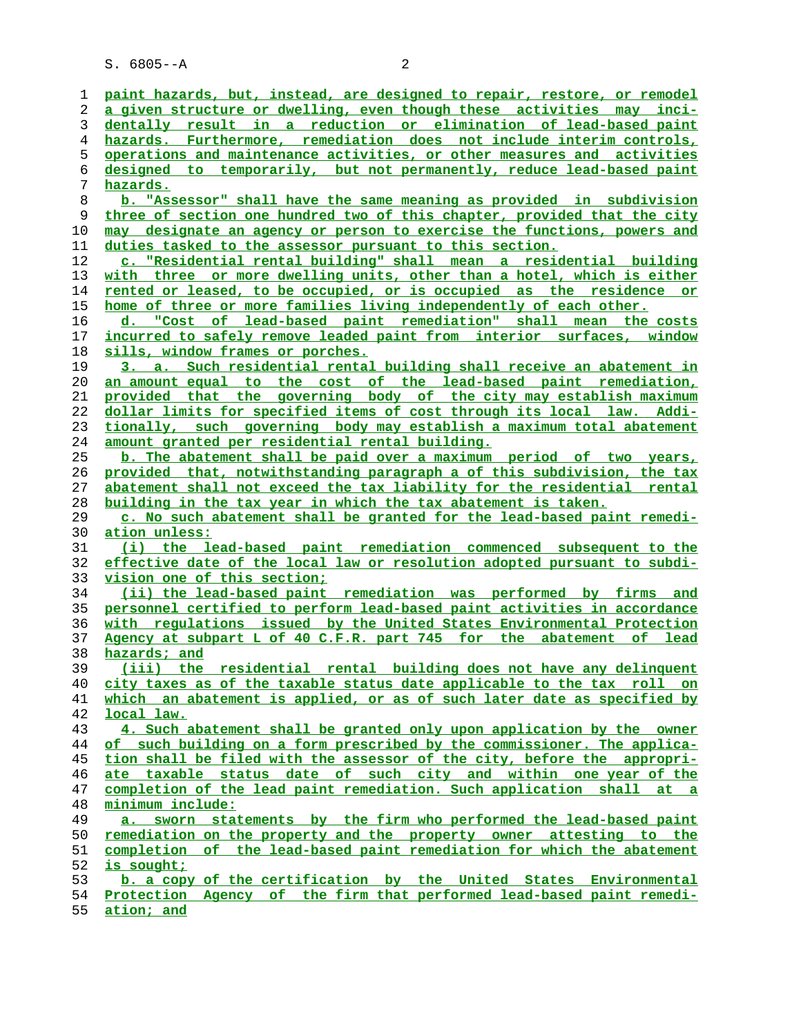paint hazards, but, instead, are designed to repair, restore, or remodel a given structure or dwelling, even though these activities may incidentally result in a reduction or elimination of lead-based paint hazards. Furthermore, remediation does not include interim controls, operations and maintenance activities, or other measures and activities designed to temporarily, but not permanently, reduce lead-based paint hazards.

b. "Assessor" shall have the same meaning as provided in subdivision three of section one hundred two of this chapter, provided that the city may designate an agency or person to exercise the functions, powers and duties tasked to the assessor pursuant to this section.

c. "Residential rental building" shall mean a residential building with three or more dwelling units, other than a hotel, which is either rented or leased, to be occupied, or is occupied as the residence or home of three or more families living independently of each other.

d. "Cost of lead-based paint remediation" shall mean the costs incurred to safely remove leaded paint from interior surfaces, window sills, window frames or porches.

3. a. Such residential rental building shall receive an abatement in an amount equal to the cost of the lead-based paint remediation, provided that the governing body of the city may establish maximum dollar limits for specified items of cost through its local law. Additionally, such governing body may establish a maximum total abatement amount granted per residential rental building.

b. The abatement shall be paid over a maximum period of two years, provided that, notwithstanding paragraph a of this subdivision, the tax abatement shall not exceed the tax liability for the residential rental building in the tax year in which the tax abatement is taken.

c. No such abatement shall be granted for the lead-based paint remediation unless:

(i) the lead-based paint remediation commenced subsequent to the effective date of the local law or resolution adopted pursuant to subdivision one of this section;

(ii) the lead-based paint remediation was performed by firms and personnel certified to perform lead-based paint activities in accordance with regulations issued by the United States Environmental Protection Agency at subpart L of 40 C.F.R. part 745 for the abatement of lead hazards; and

(iii) the residential rental building does not have any delinquent city taxes as of the taxable status date applicable to the tax roll on which an abatement is applied, or as of such later date as specified by local law.

4. Such abatement shall be granted only upon application by the owner of such building on a form prescribed by the commissioner. The application shall be filed with the assessor of the city, before the appropriate taxable status date of such city and within one year of the completion of the lead paint remediation. Such application shall at a minimum include:

a. sworn statements by the firm who performed the lead-based paint remediation on the property and the property owner attesting to the completion of the lead-based paint remediation for which the abatement is sought;

b. a copy of the certification by the United States Environmental Protection Agency of the firm that performed lead-based paint remediation; and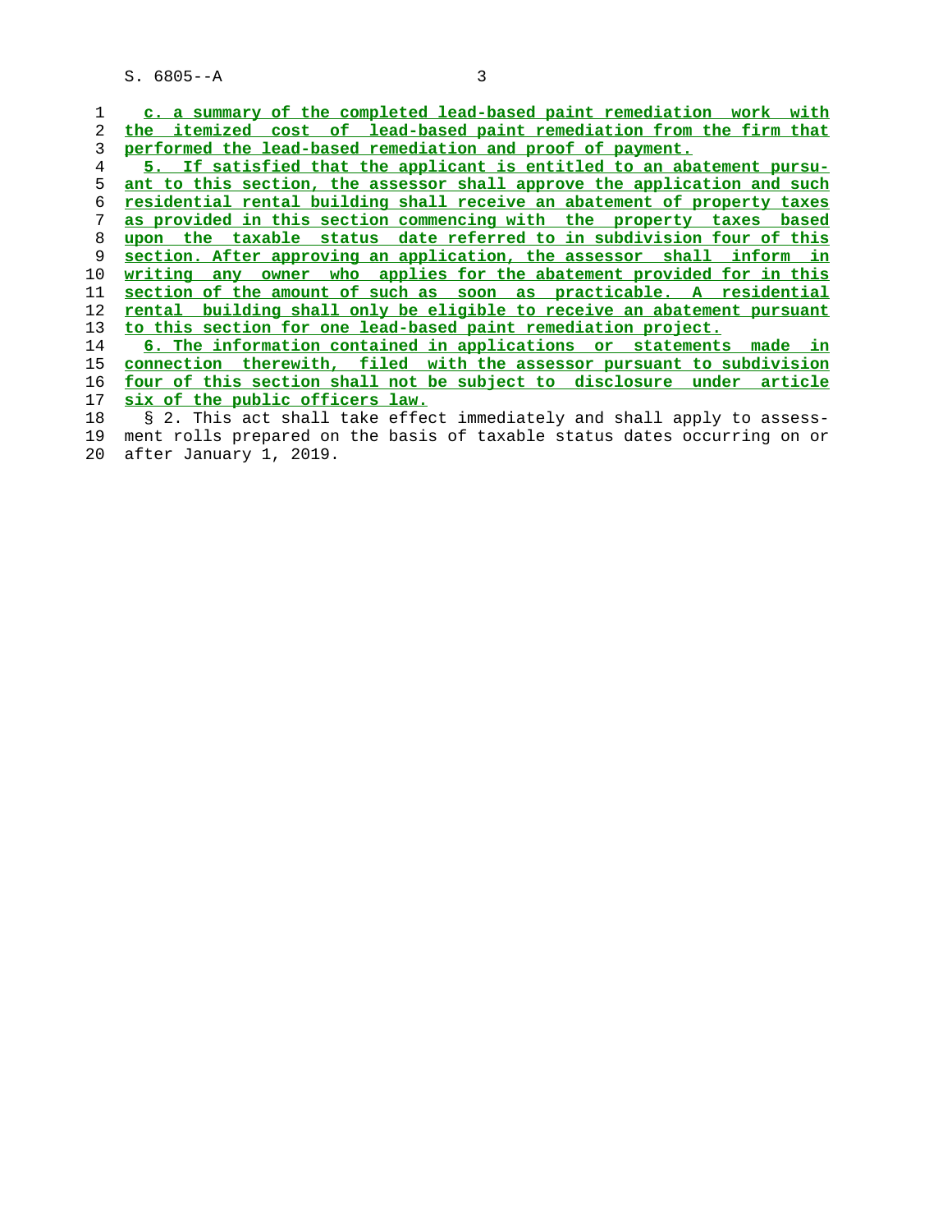c. a summary of the completed lead-based paint remediation work with the itemized cost of lead-based paint remediation from the firm that performed the lead-based remediation and proof of payment.

5. If satisfied that the applicant is entitled to an abatement pursuant to this section, the assessor shall approve the application and such residential rental building shall receive an abatement of property taxes as provided in this section commencing with the property taxes based upon the taxable status date referred to in subdivision four of this section. After approving an application, the assessor shall inform in writing any owner who applies for the abatement provided for in this section of the amount of such as soon as practicable. A residential rental building shall only be eligible to receive an abatement pursuant to this section for one lead-based paint remediation project.

6. The information contained in applications or statements made in connection therewith, filed with the assessor pursuant to subdivision four of this section shall not be subject to disclosure under article six of the public officers law.

§ 2. This act shall take effect immediately and shall apply to assessment rolls prepared on the basis of taxable status dates occurring on or after January 1, 2019.